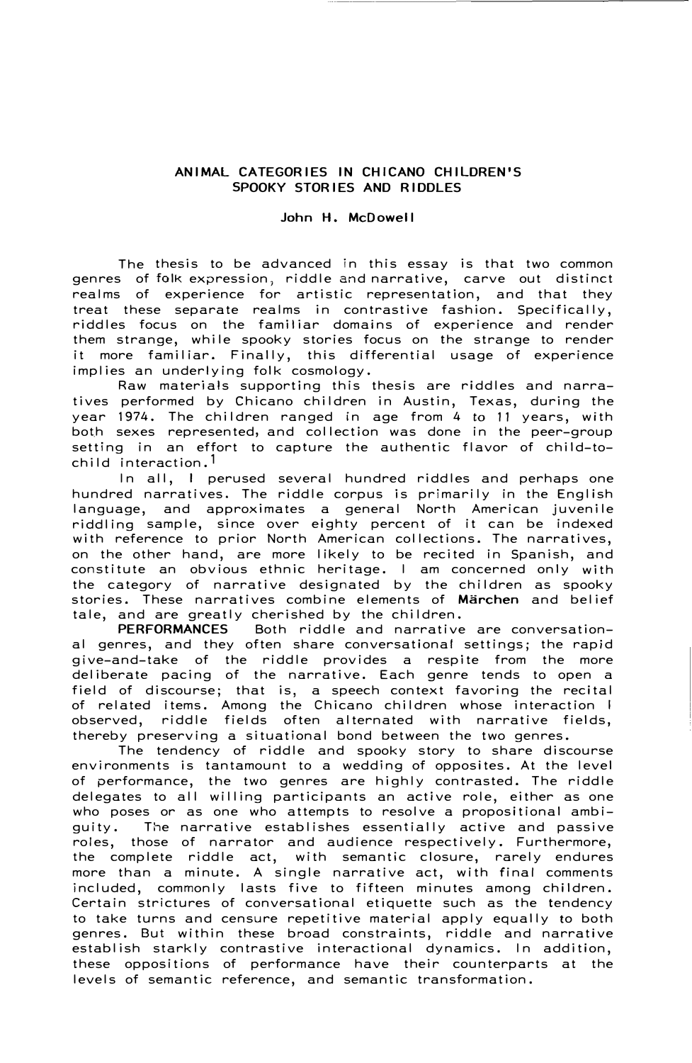# ANIMAL CATEGORIES IN CHICANO CHILDREN'S SPOOKY STORIES AND RIDDLES

John H. McDowell

The thesis to be advanced in this essay is that two common genres of folk expression, riddle and narrative, carve out distinct realms of experience for artistic representation, and that they treat these separate realms in contrastive fashion. Specifically, riddles focus on the familiar domains of experience and render them strange, while spooky stories focus on the strange to render it more familiar. Finally, this differential usage of experience implies an underlying folk cosmology.

Raw materials supporting this thesis are riddles and narratives performed by Chicano children in Austin, Texas, during the year 1974. The children ranged in age from 4 to 11 years, with both sexes represented, and collection was done in the peer-group setting in an effort to capture the authentic flavor of child-to-child interaction.[1]

In all, I perused several hundred riddles and perhaps one hundred narratives. The riddle corpus is primarily in the English language, and approximates a general North American juvenile riddling sample, since over eighty percent of it can be indexed with reference to prior North American collections. The narratives, on the other hand, are more likely to be recited in Spanish, and constitute an obvious ethnic heritage. I am concerned only with the category of narrative designated by the children as spooky stories. These narratives combine elements of **Märchen** and belief tale, and are greatly cherished by the children.

**PERFORMANCES** Both riddle and narrative are conversational genres, and they often share conversational settings; the rapid give-and-take of the riddle provides a respite from the more deliberate pacing of the narrative. Each genre tends to open a field of discourse; that is, a speech context favoring the recital of related items. Among the Chicano children whose interaction I observed, riddle fields often alternated with narrative fields, thereby preserving a situational bond between the two genres.

The tendency of riddle and spooky story to share discourse environments is tantamount to a wedding of opposites. At the level of performance, the two genres are highly contrasted. The riddle delegates to all willing participants an active role, either as one who poses or as one who attempts to resolve a propositional ambiguity. The narrative establishes essentially active and passive roles, those of narrator and audience respectively. Furthermore, the complete riddle act, with semantic closure, rarely endures more than a minute. A single narrative act, with final comments included, commonly lasts five to fifteen minutes among children. Certain strictures of conversational etiquette such as the tendency to take turns and censure repetitive material apply equally to both genres. But within these broad constraints, riddle and narrative establish starkly contrastive interactional dynamics. In addition, these oppositions of performance have their counterparts at the levels of semantic reference, and semantic transformation.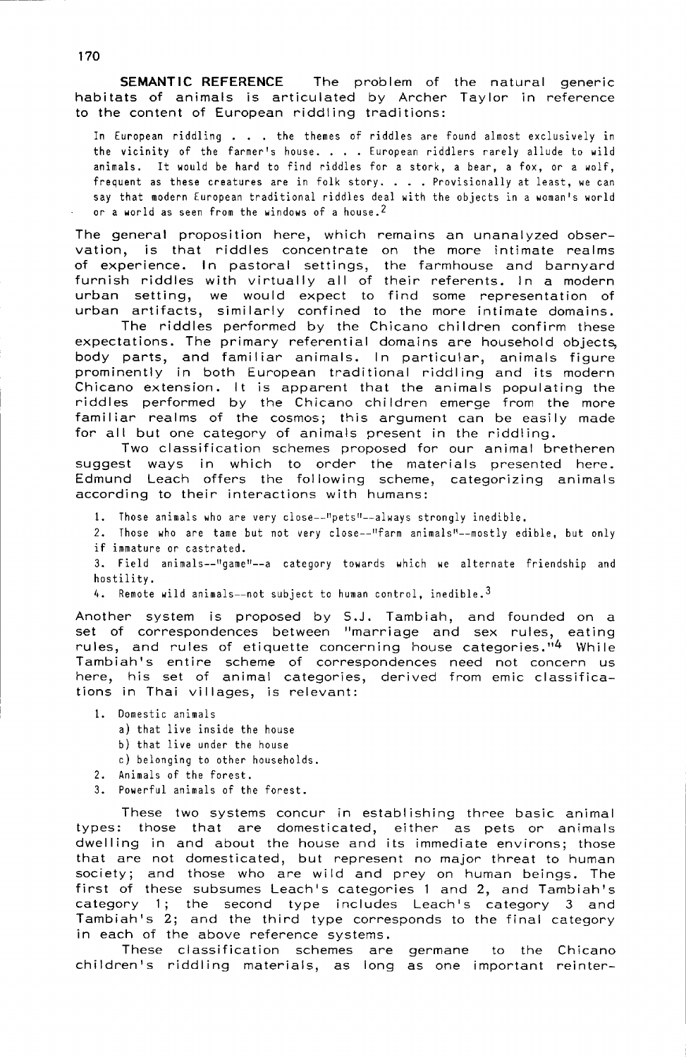**SEMANTIC REFERENCE** The problem of the natural generic habitats of animals is articulated by Archer Taylor in reference to the content of European riddling traditions:

> In European riddling . . . the themes of riddles are found almost exclusively in the vicinity of the farmer's house. . . . European riddlers rarely allude to wild animals. It would be hard to find riddles for a stork, a bear, a fox, or a wolf, frequent as these creatures are in folk story. . . . Provisionally at least, we can say that modern European traditional riddles deal with the objects in a woman's world or a world as seen from the windows of a house.[2]

The general proposition here, which remains an unanalyzed observation, is that riddles concentrate on the more intimate realms of experience. In pastoral settings, the farmhouse and barnyard furnish riddles with virtually all of their referents. In a modern urban setting, we would expect to find some representation of urban artifacts, similarly confined to the more intimate domains.

The riddles performed by the Chicano children confirm these expectations. The primary referential domains are household objects, body parts, and familiar animals. In particular, animals figure prominently in both European traditional riddling and its modern Chicano extension. It is apparent that the animals populating the riddles performed by the Chicano children emerge from the more familiar realms of the cosmos; this argument can be easily made for all but one category of animals present in the riddling.

Two classification schemes proposed for our animal bretheren suggest ways in which to order the materials presented here. Edmund Leach offers the following scheme, categorizing animals according to their interactions with humans:

1. Those animals who are very close--"pets"--always strongly inedible.
2. Those who are tame but not very close--"farm animals"--mostly edible, but only if immature or castrated.
3. Field animals--"game"--a category towards which we alternate friendship and hostility.
4. Remote wild animals--not subject to human control, inedible.[3]

Another system is proposed by S.J. Tambiah, and founded on a set of correspondences between "marriage and sex rules, eating rules, and rules of etiquette concerning house categories."[4] While Tambiah's entire scheme of correspondences need not concern us here, his set of animal categories, derived from emic classifications in Thai villages, is relevant:

1. Domestic animals
   a) that live inside the house
   b) that live under the house
   c) belonging to other households.
2. Animals of the forest.
3. Powerful animals of the forest.

These two systems concur in establishing three basic animal types: those that are domesticated, either as pets or animals dwelling in and about the house and its immediate environs; those that are not domesticated, but represent no major threat to human society; and those who are wild and prey on human beings. The first of these subsumes Leach's categories 1 and 2, and Tambiah's category 1; the second type includes Leach's category 3 and Tambiah's 2; and the third type corresponds to the final category in each of the above reference systems.

These classification schemes are germane to the Chicano children's riddling materials, as long as one important reinter-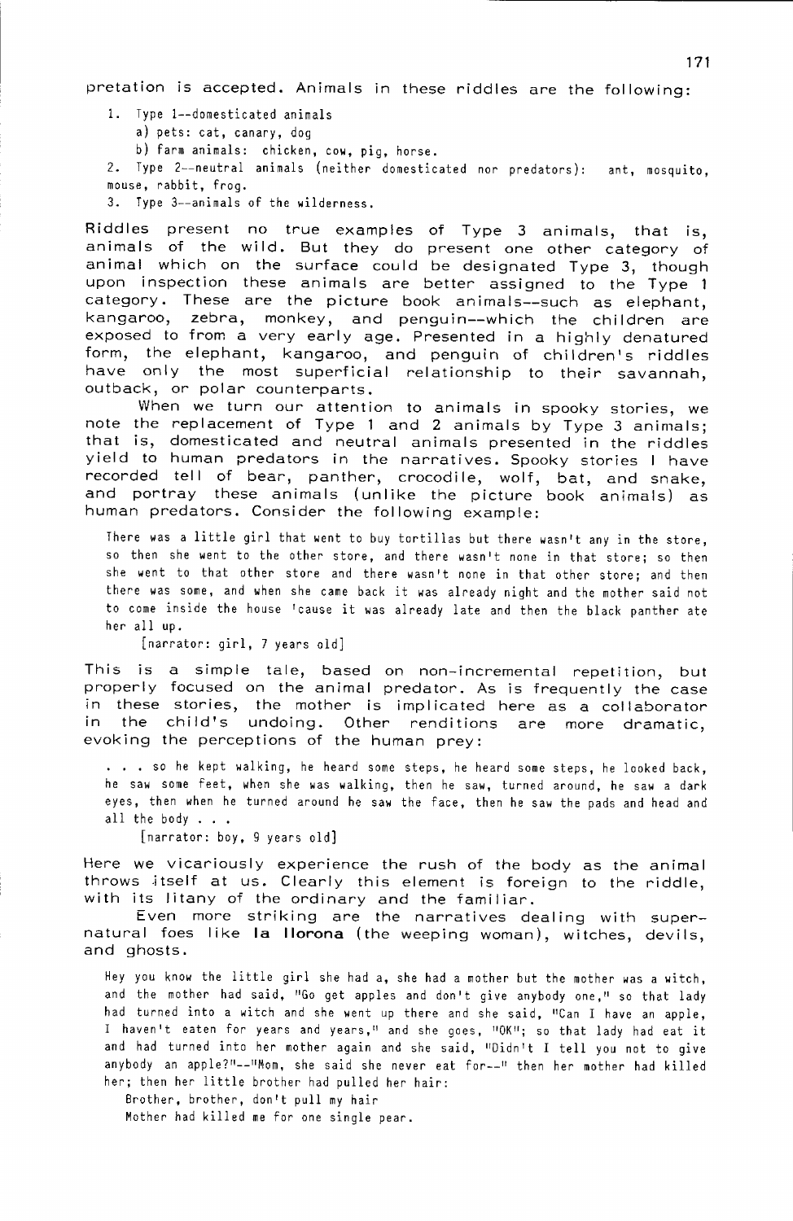pretation is accepted. Animals in these riddles are the following:

1. Type 1--domesticated animals
   a) pets: cat, canary, dog
   b) farm animals: chicken, cow, pig, horse.
2. Type 2--neutral animals (neither domesticated nor predators): ant, mosquito, mouse, rabbit, frog.
3. Type 3--animals of the wilderness.

Riddles present no true examples of Type 3 animals, that is, animals of the wild. But they do present one other category of animal which on the surface could be designated Type 3, though upon inspection these animals are better assigned to the Type 1 category. These are the picture book animals--such as elephant, kangaroo, zebra, monkey, and penguin--which the children are exposed to from a very early age. Presented in a highly denatured form, the elephant, kangaroo, and penguin of children's riddles have only the most superficial relationship to their savannah, outback, or polar counterparts.

When we turn our attention to animals in spooky stories, we note the replacement of Type 1 and 2 animals by Type 3 animals; that is, domesticated and neutral animals presented in the riddles yield to human predators in the narratives. Spooky stories I have recorded tell of bear, panther, crocodile, wolf, bat, and snake, and portray these animals (unlike the picture book animals) as human predators. Consider the following example:

> There was a little girl that went to buy tortillas but there wasn't any in the store, so then she went to the other store, and there wasn't none in that store; so then she went to that other store and there wasn't none in that other store; and then there was some, and when she came back it was already night and the mother said not to come inside the house 'cause it was already late and then the black panther ate her all up.
>
> [narrator: girl, 7 years old]

This is a simple tale, based on non-incremental repetition, but properly focused on the animal predator. As is frequently the case in these stories, the mother is implicated here as a collaborator in the child's undoing. Other renditions are more dramatic, evoking the perceptions of the human prey:

> . . . so he kept walking, he heard some steps, he heard some steps, he looked back, he saw some feet, when she was walking, then he saw, turned around, he saw a dark eyes, then when he turned around he saw the face, then he saw the pads and head and all the body . . .
>
> [narrator: boy, 9 years old]

Here we vicariously experience the rush of the body as the animal throws itself at us. Clearly this element is foreign to the riddle, with its litany of the ordinary and the familiar.

Even more striking are the narratives dealing with supernatural foes like **la llorona** (the weeping woman), witches, devils, and ghosts.

> Hey you know the little girl she had a, she had a mother but the mother was a witch, and the mother had said, "Go get apples and don't give anybody one," so that lady had turned into a witch and she went up there and she said, "Can I have an apple, I haven't eaten for years and years," and she goes, "OK"; so that lady had eat it and had turned into her mother again and she said, "Didn't I tell you not to give anybody an apple?"--"Mom, she said she never eat for--" then her mother had killed her; then her little brother had pulled her hair:
>
> Brother, brother, don't pull my hair
> Mother had killed me for one single pear.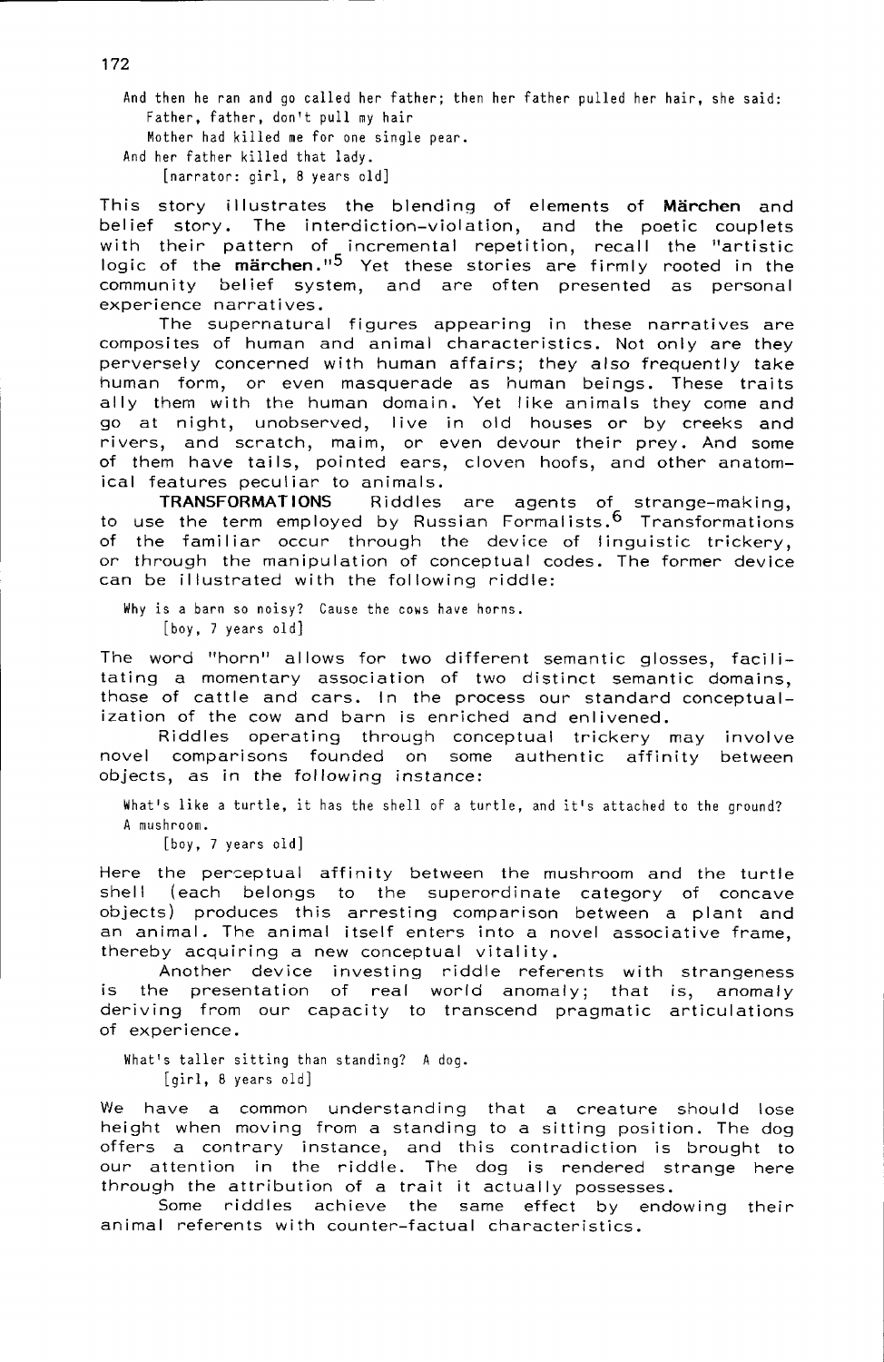And then he ran and go called her father; then her father pulled her hair, she said:
Father, father, don't pull my hair
Mother had killed me for one single pear.
And her father killed that lady.
[narrator: girl, 8 years old]

This story illustrates the blending of elements of **Märchen** and belief story. The interdiction-violation, and the poetic couplets with their pattern of incremental repetition, recall the "artistic logic of the **märchen**."[5] Yet these stories are firmly rooted in the community belief system, and are often presented as personal experience narratives.

The supernatural figures appearing in these narratives are composites of human and animal characteristics. Not only are they perversely concerned with human affairs; they also frequently take human form, or even masquerade as human beings. These traits ally them with the human domain. Yet like animals they come and go at night, unobserved, live in old houses or by creeks and rivers, and scratch, maim, or even devour their prey. And some of them have tails, pointed ears, cloven hoofs, and other anatomical features peculiar to animals.

**TRANSFORMATIONS** Riddles are agents of strange-making, to use the term employed by Russian Formalists.[6] Transformations of the familiar occur through the device of linguistic trickery, or through the manipulation of conceptual codes. The former device can be illustrated with the following riddle:

Why is a barn so noisy? Cause the cows have horns.
[boy, 7 years old]

The word "horn" allows for two different semantic glosses, facilitating a momentary association of two distinct semantic domains, those of cattle and cars. In the process our standard conceptualization of the cow and barn is enriched and enlivened.

Riddles operating through conceptual trickery may involve novel comparisons founded on some authentic affinity between objects, as in the following instance:

What's like a turtle, it has the shell of a turtle, and it's attached to the ground?
A mushroom.
[boy, 7 years old]

Here the perceptual affinity between the mushroom and the turtle shell (each belongs to the superordinate category of concave objects) produces this arresting comparison between a plant and an animal. The animal itself enters into a novel associative frame, thereby acquiring a new conceptual vitality.

Another device investing riddle referents with strangeness is the presentation of real world anomaly; that is, anomaly deriving from our capacity to transcend pragmatic articulations of experience.

What's taller sitting than standing? A dog.
[girl, 8 years old]

We have a common understanding that a creature should lose height when moving from a standing to a sitting position. The dog offers a contrary instance, and this contradiction is brought to our attention in the riddle. The dog is rendered strange here through the attribution of a trait it actually possesses.

Some riddles achieve the same effect by endowing their animal referents with counter-factual characteristics.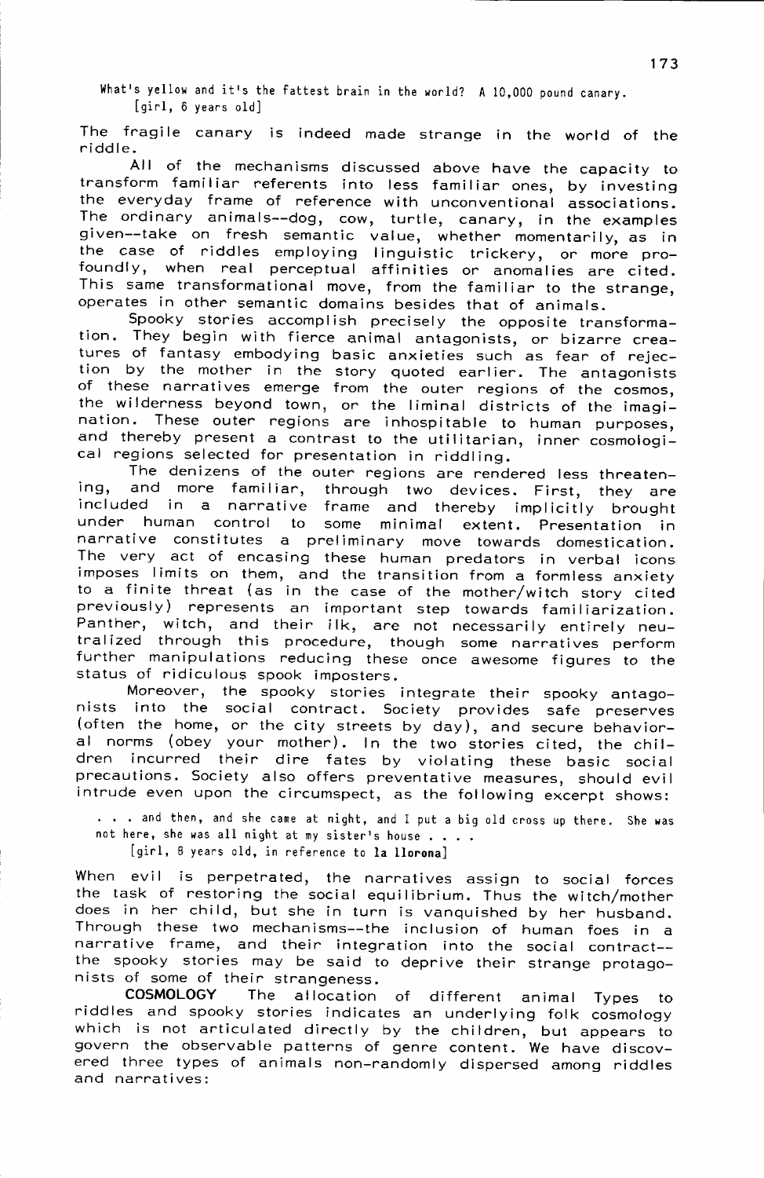What's yellow and it's the fattest brain in the world? A 10,000 pound canary.
[girl, 6 years old]

The fragile canary is indeed made strange in the world of the riddle.

All of the mechanisms discussed above have the capacity to transform familiar referents into less familiar ones, by investing the everyday frame of reference with unconventional associations. The ordinary animals--dog, cow, turtle, canary, in the examples given--take on fresh semantic value, whether momentarily, as in the case of riddles employing linguistic trickery, or more profoundly, when real perceptual affinities or anomalies are cited. This same transformational move, from the familiar to the strange, operates in other semantic domains besides that of animals.

Spooky stories accomplish precisely the opposite transformation. They begin with fierce animal antagonists, or bizarre creatures of fantasy embodying basic anxieties such as fear of rejection by the mother in the story quoted earlier. The antagonists of these narratives emerge from the outer regions of the cosmos, the wilderness beyond town, or the liminal districts of the imagination. These outer regions are inhospitable to human purposes, and thereby present a contrast to the utilitarian, inner cosmological regions selected for presentation in riddling.

The denizens of the outer regions are rendered less threatening, and more familiar, through two devices. First, they are included in a narrative frame and thereby implicitly brought under human control to some minimal extent. Presentation in narrative constitutes a preliminary move towards domestication. The very act of encasing these human predators in verbal icons imposes limits on them, and the transition from a formless anxiety to a finite threat (as in the case of the mother/witch story cited previously) represents an important step towards familiarization. Panther, witch, and their ilk, are not necessarily entirely neutralized through this procedure, though some narratives perform further manipulations reducing these once awesome figures to the status of ridiculous spook imposters.

Moreover, the spooky stories integrate their spooky antagonists into the social contract. Society provides safe preserves (often the home, or the city streets by day), and secure behavioral norms (obey your mother). In the two stories cited, the children incurred their dire fates by violating these basic social precautions. Society also offers preventative measures, should evil intrude even upon the circumspect, as the following excerpt shows:

. . . and then, and she came at night, and I put a big old cross up there. She was not here, she was all night at my sister's house . . . .
[girl, 8 years old, in reference to **la llorona**]

When evil is perpetrated, the narratives assign to social forces the task of restoring the social equilibrium. Thus the witch/mother does in her child, but she in turn is vanquished by her husband. Through these two mechanisms--the inclusion of human foes in a narrative frame, and their integration into the social contract--the spooky stories may be said to deprive their strange protagonists of some of their strangeness.

**COSMOLOGY** The allocation of different animal Types to riddles and spooky stories indicates an underlying folk cosmology which is not articulated directly by the children, but appears to govern the observable patterns of genre content. We have discovered three types of animals non-randomly dispersed among riddles and narratives: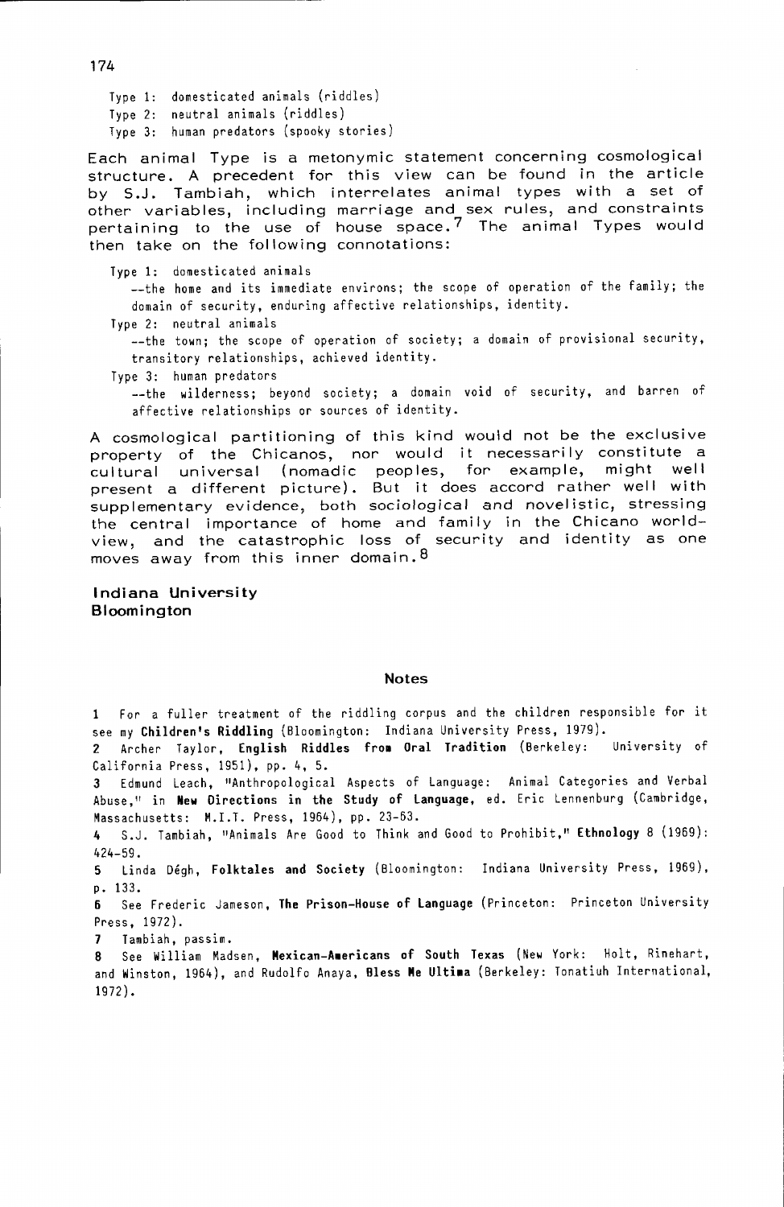Type 1: domesticated animals (riddles)
Type 2: neutral animals (riddles)
Type 3: human predators (spooky stories)

Each animal Type is a metonymic statement concerning cosmological structure. A precedent for this view can be found in the article by S.J. Tambiah, which interrelates animal types with a set of other variables, including marriage and sex rules, and constraints pertaining to the use of house space.[7] The animal Types would then take on the following connotations:

Type 1: domesticated animals
--the home and its immediate environs; the scope of operation of the family; the domain of security, enduring affective relationships, identity.

Type 2: neutral animals
--the town; the scope of operation of society; a domain of provisional security, transitory relationships, achieved identity.

Type 3: human predators
--the wilderness; beyond society; a domain void of security, and barren of affective relationships or sources of identity.

A cosmological partitioning of this kind would not be the exclusive property of the Chicanos, nor would it necessarily constitute a cultural universal (nomadic peoples, for example, might well present a different picture). But it does accord rather well with supplementary evidence, both sociological and novelistic, stressing the central importance of home and family in the Chicano world-view, and the catastrophic loss of security and identity as one moves away from this inner domain.[8]

**Indiana University**
**Bloomington**

## Notes

1 For a fuller treatment of the riddling corpus and the children responsible for it see my **Children's Riddling** (Bloomington: Indiana University Press, 1979).

2 Archer Taylor, **English Riddles from Oral Tradition** (Berkeley: University of California Press, 1951), pp. 4, 5.

3 Edmund Leach, "Anthropological Aspects of Language: Animal Categories and Verbal Abuse," in **New Directions in the Study of Language**, ed. Eric Lennenburg (Cambridge, Massachusetts: M.I.T. Press, 1964), pp. 23-63.

4 S.J. Tambiah, "Animals Are Good to Think and Good to Prohibit," **Ethnology** 8 (1969): 424-59.

5 Linda Dégh, **Folktales and Society** (Bloomington: Indiana University Press, 1969), p. 133.

6 See Frederic Jameson, **The Prison-House of Language** (Princeton: Princeton University Press, 1972).

7 Tambiah, passim.

8 See William Madsen, **Mexican-Americans of South Texas** (New York: Holt, Rinehart, and Winston, 1964), and Rudolfo Anaya, **Bless Me Ultima** (Berkeley: Tonatiuh International, 1972).